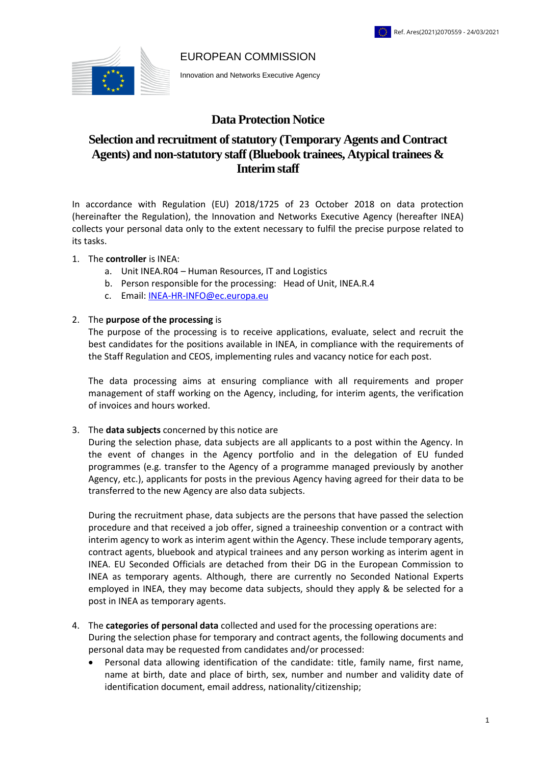Ref. Ares(2021)2070559 - 24/03/2021

EUROPEAN COMMISSION

Innovation and Networks Executive Agency

# Data Protection Notice

## Selection and recruitment of statutory (Temporary Agents and Contract Agents) and non-statutory staff (Bluebook trainees, Atypical trainees & Interim staff

In accordance with Regulation (EU) 2018/1725 of 23 October 2018 on data protection (hereinafter the Regulation), the Innovation and Networks Executive Agency (hereafter INEA) collects your personal data only to the extent necessary to fulfil the precise purpose related to its tasks.

1. The **controller** is INEA:
   a. Unit INEA.R04 – Human Resources, IT and Logistics
   b. Person responsible for the processing: Head of Unit, INEA.R.4
   c. Email: INEA-HR-INFO@ec.europa.eu

2. The **purpose of the processing** is

   The purpose of the processing is to receive applications, evaluate, select and recruit the best candidates for the positions available in INEA, in compliance with the requirements of the Staff Regulation and CEOS, implementing rules and vacancy notice for each post.

   The data processing aims at ensuring compliance with all requirements and proper management of staff working on the Agency, including, for interim agents, the verification of invoices and hours worked.

3. The **data subjects** concerned by this notice are

   During the selection phase, data subjects are all applicants to a post within the Agency. In the event of changes in the Agency portfolio and in the delegation of EU funded programmes (e.g. transfer to the Agency of a programme managed previously by another Agency, etc.), applicants for posts in the previous Agency having agreed for their data to be transferred to the new Agency are also data subjects.

   During the recruitment phase, data subjects are the persons that have passed the selection procedure and that received a job offer, signed a traineeship convention or a contract with interim agency to work as interim agent within the Agency. These include temporary agents, contract agents, bluebook and atypical trainees and any person working as interim agent in INEA. EU Seconded Officials are detached from their DG in the European Commission to INEA as temporary agents. Although, there are currently no Seconded National Experts employed in INEA, they may become data subjects, should they apply & be selected for a post in INEA as temporary agents.

4. The **categories of personal data** collected and used for the processing operations are:

   During the selection phase for temporary and contract agents, the following documents and personal data may be requested from candidates and/or processed:

   - Personal data allowing identification of the candidate: title, family name, first name, name at birth, date and place of birth, sex, number and number and validity date of identification document, email address, nationality/citizenship;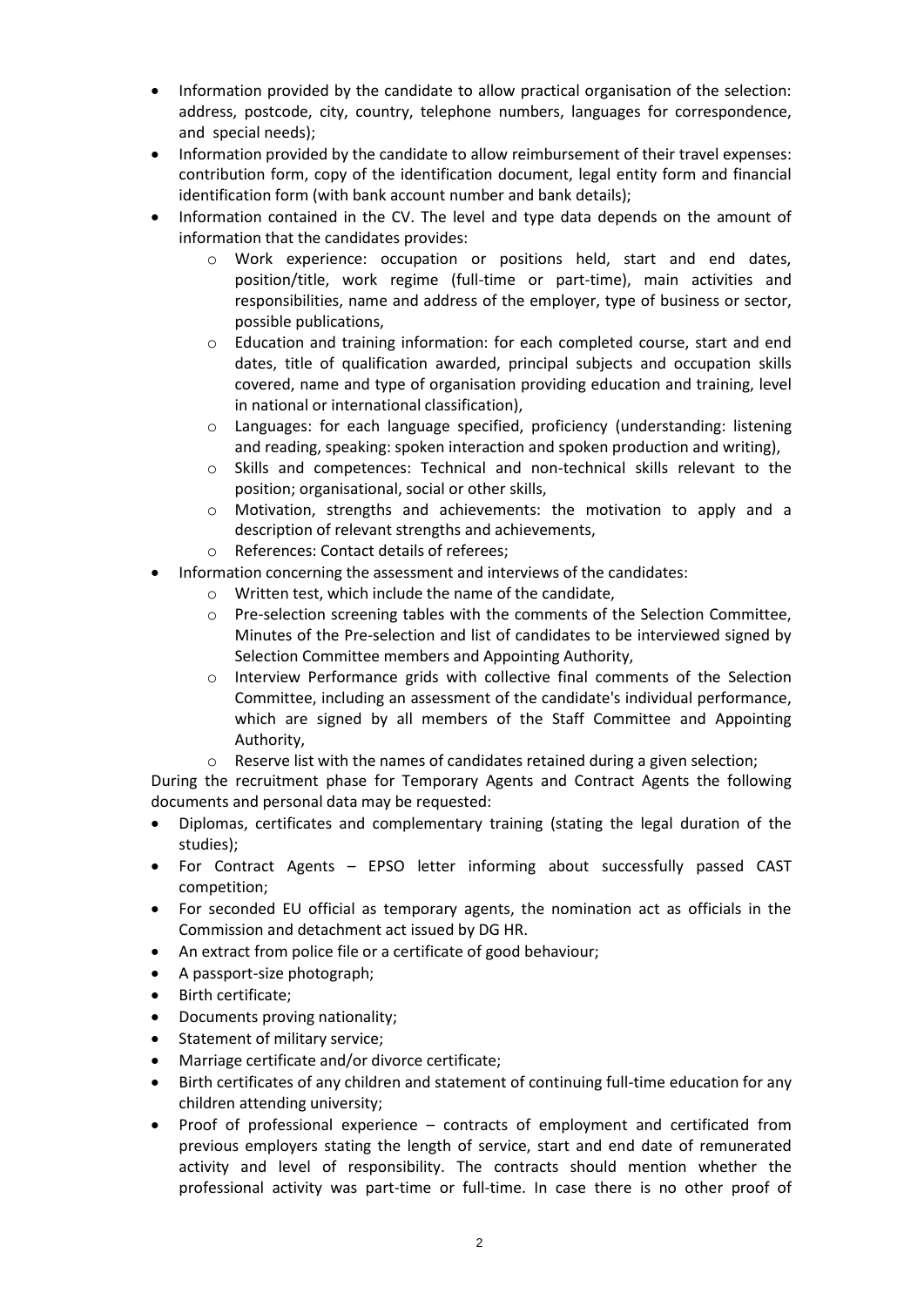- Information provided by the candidate to allow practical organisation of the selection: address, postcode, city, country, telephone numbers, languages for correspondence, and special needs);
- Information provided by the candidate to allow reimbursement of their travel expenses: contribution form, copy of the identification document, legal entity form and financial identification form (with bank account number and bank details);
- Information contained in the CV. The level and type data depends on the amount of information that the candidates provides:
  - Work experience: occupation or positions held, start and end dates, position/title, work regime (full-time or part-time), main activities and responsibilities, name and address of the employer, type of business or sector, possible publications,
  - Education and training information: for each completed course, start and end dates, title of qualification awarded, principal subjects and occupation skills covered, name and type of organisation providing education and training, level in national or international classification),
  - Languages: for each language specified, proficiency (understanding: listening and reading, speaking: spoken interaction and spoken production and writing),
  - Skills and competences: Technical and non-technical skills relevant to the position; organisational, social or other skills,
  - Motivation, strengths and achievements: the motivation to apply and a description of relevant strengths and achievements,
  - References: Contact details of referees;
- Information concerning the assessment and interviews of the candidates:
  - Written test, which include the name of the candidate,
  - Pre-selection screening tables with the comments of the Selection Committee, Minutes of the Pre-selection and list of candidates to be interviewed signed by Selection Committee members and Appointing Authority,
  - Interview Performance grids with collective final comments of the Selection Committee, including an assessment of the candidate's individual performance, which are signed by all members of the Staff Committee and Appointing Authority,
  - Reserve list with the names of candidates retained during a given selection;

During the recruitment phase for Temporary Agents and Contract Agents the following documents and personal data may be requested:

- Diplomas, certificates and complementary training (stating the legal duration of the studies);
- For Contract Agents – EPSO letter informing about successfully passed CAST competition;
- For seconded EU official as temporary agents, the nomination act as officials in the Commission and detachment act issued by DG HR.
- An extract from police file or a certificate of good behaviour;
- A passport-size photograph;
- Birth certificate;
- Documents proving nationality;
- Statement of military service;
- Marriage certificate and/or divorce certificate;
- Birth certificates of any children and statement of continuing full-time education for any children attending university;
- Proof of professional experience – contracts of employment and certificated from previous employers stating the length of service, start and end date of remunerated activity and level of responsibility. The contracts should mention whether the professional activity was part-time or full-time. In case there is no other proof of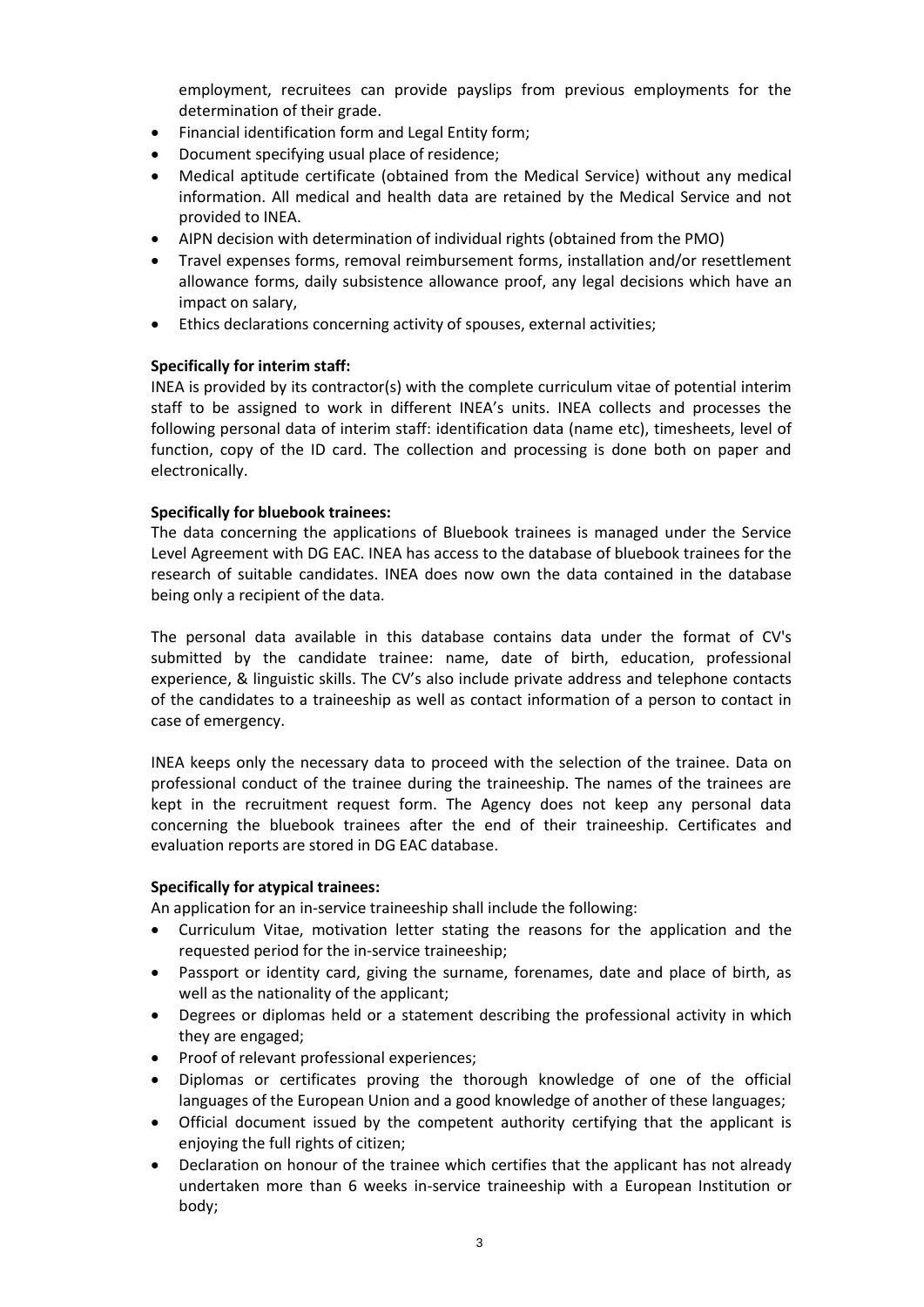employment, recruitees can provide payslips from previous employments for the determination of their grade.

- Financial identification form and Legal Entity form;
- Document specifying usual place of residence;
- Medical aptitude certificate (obtained from the Medical Service) without any medical information. All medical and health data are retained by the Medical Service and not provided to INEA.
- AIPN decision with determination of individual rights (obtained from the PMO)
- Travel expenses forms, removal reimbursement forms, installation and/or resettlement allowance forms, daily subsistence allowance proof, any legal decisions which have an impact on salary,
- Ethics declarations concerning activity of spouses, external activities;

**Specifically for interim staff:**

INEA is provided by its contractor(s) with the complete curriculum vitae of potential interim staff to be assigned to work in different INEA's units. INEA collects and processes the following personal data of interim staff: identification data (name etc), timesheets, level of function, copy of the ID card. The collection and processing is done both on paper and electronically.

**Specifically for bluebook trainees:**

The data concerning the applications of Bluebook trainees is managed under the Service Level Agreement with DG EAC. INEA has access to the database of bluebook trainees for the research of suitable candidates. INEA does now own the data contained in the database being only a recipient of the data.

The personal data available in this database contains data under the format of CV's submitted by the candidate trainee: name, date of birth, education, professional experience, & linguistic skills. The CV's also include private address and telephone contacts of the candidates to a traineeship as well as contact information of a person to contact in case of emergency.

INEA keeps only the necessary data to proceed with the selection of the trainee. Data on professional conduct of the trainee during the traineeship. The names of the trainees are kept in the recruitment request form. The Agency does not keep any personal data concerning the bluebook trainees after the end of their traineeship. Certificates and evaluation reports are stored in DG EAC database.

**Specifically for atypical trainees:**

An application for an in-service traineeship shall include the following:

- Curriculum Vitae, motivation letter stating the reasons for the application and the requested period for the in-service traineeship;
- Passport or identity card, giving the surname, forenames, date and place of birth, as well as the nationality of the applicant;
- Degrees or diplomas held or a statement describing the professional activity in which they are engaged;
- Proof of relevant professional experiences;
- Diplomas or certificates proving the thorough knowledge of one of the official languages of the European Union and a good knowledge of another of these languages;
- Official document issued by the competent authority certifying that the applicant is enjoying the full rights of citizen;
- Declaration on honour of the trainee which certifies that the applicant has not already undertaken more than 6 weeks in-service traineeship with a European Institution or body;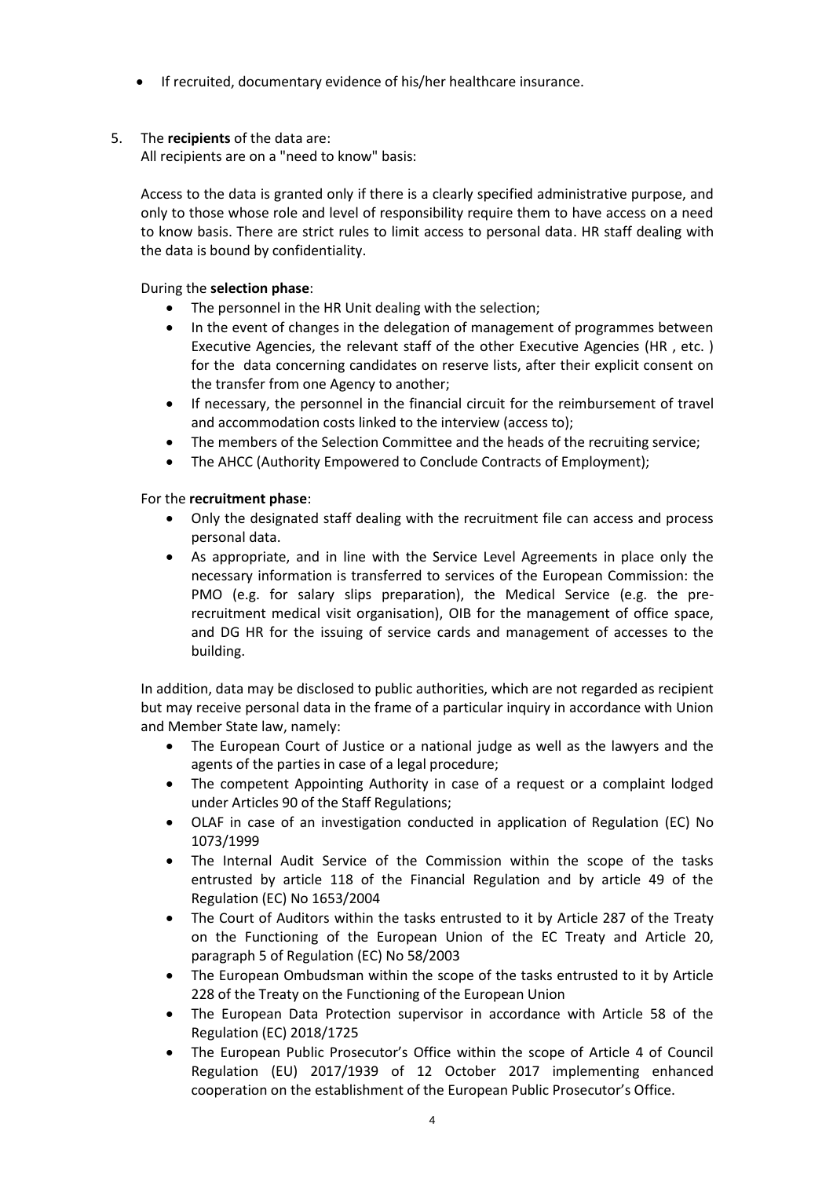- If recruited, documentary evidence of his/her healthcare insurance.

5. The **recipients** of the data are:
   All recipients are on a "need to know" basis:

   Access to the data is granted only if there is a clearly specified administrative purpose, and only to those whose role and level of responsibility require them to have access on a need to know basis. There are strict rules to limit access to personal data. HR staff dealing with the data is bound by confidentiality.

   During the **selection phase**:
   - The personnel in the HR Unit dealing with the selection;
   - In the event of changes in the delegation of management of programmes between Executive Agencies, the relevant staff of the other Executive Agencies (HR , etc. ) for the data concerning candidates on reserve lists, after their explicit consent on the transfer from one Agency to another;
   - If necessary, the personnel in the financial circuit for the reimbursement of travel and accommodation costs linked to the interview (access to);
   - The members of the Selection Committee and the heads of the recruiting service;
   - The AHCC (Authority Empowered to Conclude Contracts of Employment);

   For the **recruitment phase**:
   - Only the designated staff dealing with the recruitment file can access and process personal data.
   - As appropriate, and in line with the Service Level Agreements in place only the necessary information is transferred to services of the European Commission: the PMO (e.g. for salary slips preparation), the Medical Service (e.g. the pre-recruitment medical visit organisation), OIB for the management of office space, and DG HR for the issuing of service cards and management of accesses to the building.

   In addition, data may be disclosed to public authorities, which are not regarded as recipient but may receive personal data in the frame of a particular inquiry in accordance with Union and Member State law, namely:
   - The European Court of Justice or a national judge as well as the lawyers and the agents of the parties in case of a legal procedure;
   - The competent Appointing Authority in case of a request or a complaint lodged under Articles 90 of the Staff Regulations;
   - OLAF in case of an investigation conducted in application of Regulation (EC) No 1073/1999
   - The Internal Audit Service of the Commission within the scope of the tasks entrusted by article 118 of the Financial Regulation and by article 49 of the Regulation (EC) No 1653/2004
   - The Court of Auditors within the tasks entrusted to it by Article 287 of the Treaty on the Functioning of the European Union of the EC Treaty and Article 20, paragraph 5 of Regulation (EC) No 58/2003
   - The European Ombudsman within the scope of the tasks entrusted to it by Article 228 of the Treaty on the Functioning of the European Union
   - The European Data Protection supervisor in accordance with Article 58 of the Regulation (EC) 2018/1725
   - The European Public Prosecutor's Office within the scope of Article 4 of Council Regulation (EU) 2017/1939 of 12 October 2017 implementing enhanced cooperation on the establishment of the European Public Prosecutor's Office.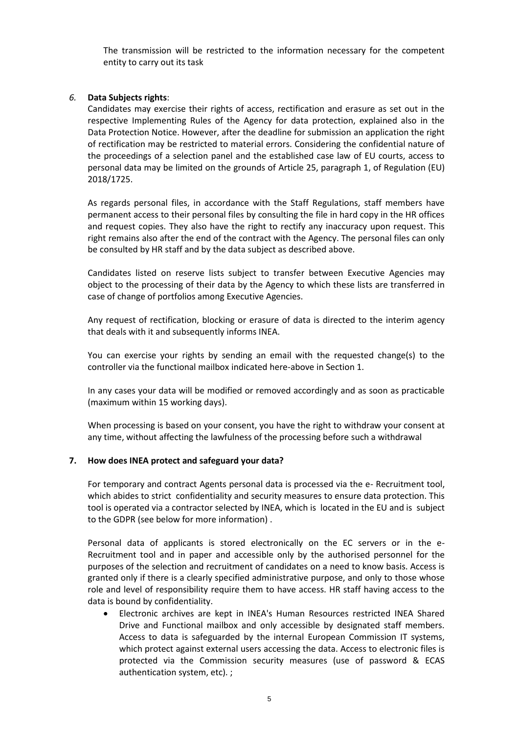The transmission will be restricted to the information necessary for the competent entity to carry out its task

*6.* **Data Subjects rights**:

Candidates may exercise their rights of access, rectification and erasure as set out in the respective Implementing Rules of the Agency for data protection, explained also in the Data Protection Notice. However, after the deadline for submission an application the right of rectification may be restricted to material errors. Considering the confidential nature of the proceedings of a selection panel and the established case law of EU courts, access to personal data may be limited on the grounds of Article 25, paragraph 1, of Regulation (EU) 2018/1725.

As regards personal files, in accordance with the Staff Regulations, staff members have permanent access to their personal files by consulting the file in hard copy in the HR offices and request copies. They also have the right to rectify any inaccuracy upon request. This right remains also after the end of the contract with the Agency. The personal files can only be consulted by HR staff and by the data subject as described above.

Candidates listed on reserve lists subject to transfer between Executive Agencies may object to the processing of their data by the Agency to which these lists are transferred in case of change of portfolios among Executive Agencies.

Any request of rectification, blocking or erasure of data is directed to the interim agency that deals with it and subsequently informs INEA.

You can exercise your rights by sending an email with the requested change(s) to the controller via the functional mailbox indicated here-above in Section 1.

In any cases your data will be modified or removed accordingly and as soon as practicable (maximum within 15 working days).

When processing is based on your consent, you have the right to withdraw your consent at any time, without affecting the lawfulness of the processing before such a withdrawal

**7. How does INEA protect and safeguard your data?**

For temporary and contract Agents personal data is processed via the e- Recruitment tool, which abides to strict confidentiality and security measures to ensure data protection. This tool is operated via a contractor selected by INEA, which is located in the EU and is subject to the GDPR (see below for more information) .

Personal data of applicants is stored electronically on the EC servers or in the e-Recruitment tool and in paper and accessible only by the authorised personnel for the purposes of the selection and recruitment of candidates on a need to know basis. Access is granted only if there is a clearly specified administrative purpose, and only to those whose role and level of responsibility require them to have access. HR staff having access to the data is bound by confidentiality.

- Electronic archives are kept in INEA's Human Resources restricted INEA Shared Drive and Functional mailbox and only accessible by designated staff members. Access to data is safeguarded by the internal European Commission IT systems, which protect against external users accessing the data. Access to electronic files is protected via the Commission security measures (use of password & ECAS authentication system, etc). ;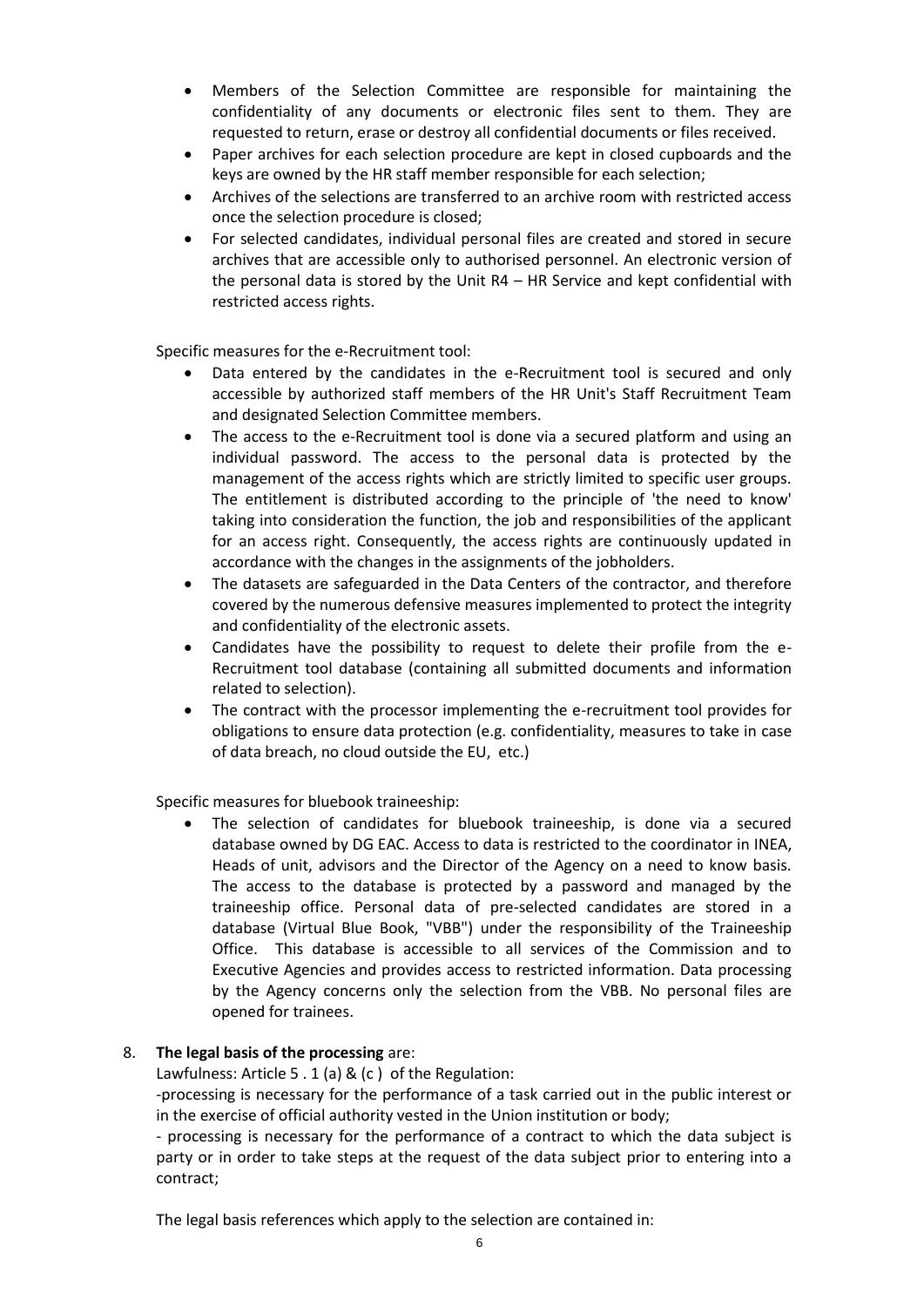- Members of the Selection Committee are responsible for maintaining the confidentiality of any documents or electronic files sent to them. They are requested to return, erase or destroy all confidential documents or files received.
- Paper archives for each selection procedure are kept in closed cupboards and the keys are owned by the HR staff member responsible for each selection;
- Archives of the selections are transferred to an archive room with restricted access once the selection procedure is closed;
- For selected candidates, individual personal files are created and stored in secure archives that are accessible only to authorised personnel. An electronic version of the personal data is stored by the Unit R4 – HR Service and kept confidential with restricted access rights.

Specific measures for the e-Recruitment tool:

- Data entered by the candidates in the e-Recruitment tool is secured and only accessible by authorized staff members of the HR Unit's Staff Recruitment Team and designated Selection Committee members.
- The access to the e-Recruitment tool is done via a secured platform and using an individual password. The access to the personal data is protected by the management of the access rights which are strictly limited to specific user groups. The entitlement is distributed according to the principle of 'the need to know' taking into consideration the function, the job and responsibilities of the applicant for an access right. Consequently, the access rights are continuously updated in accordance with the changes in the assignments of the jobholders.
- The datasets are safeguarded in the Data Centers of the contractor, and therefore covered by the numerous defensive measures implemented to protect the integrity and confidentiality of the electronic assets.
- Candidates have the possibility to request to delete their profile from the e-Recruitment tool database (containing all submitted documents and information related to selection).
- The contract with the processor implementing the e-recruitment tool provides for obligations to ensure data protection (e.g. confidentiality, measures to take in case of data breach, no cloud outside the EU, etc.)

Specific measures for bluebook traineeship:

- The selection of candidates for bluebook traineeship, is done via a secured database owned by DG EAC. Access to data is restricted to the coordinator in INEA, Heads of unit, advisors and the Director of the Agency on a need to know basis. The access to the database is protected by a password and managed by the traineeship office. Personal data of pre-selected candidates are stored in a database (Virtual Blue Book, "VBB") under the responsibility of the Traineeship Office. This database is accessible to all services of the Commission and to Executive Agencies and provides access to restricted information. Data processing by the Agency concerns only the selection from the VBB. No personal files are opened for trainees.

8. **The legal basis of the processing** are:

Lawfulness: Article 5 . 1 (a) & (c ) of the Regulation:

-processing is necessary for the performance of a task carried out in the public interest or in the exercise of official authority vested in the Union institution or body;

- processing is necessary for the performance of a contract to which the data subject is party or in order to take steps at the request of the data subject prior to entering into a contract;

The legal basis references which apply to the selection are contained in: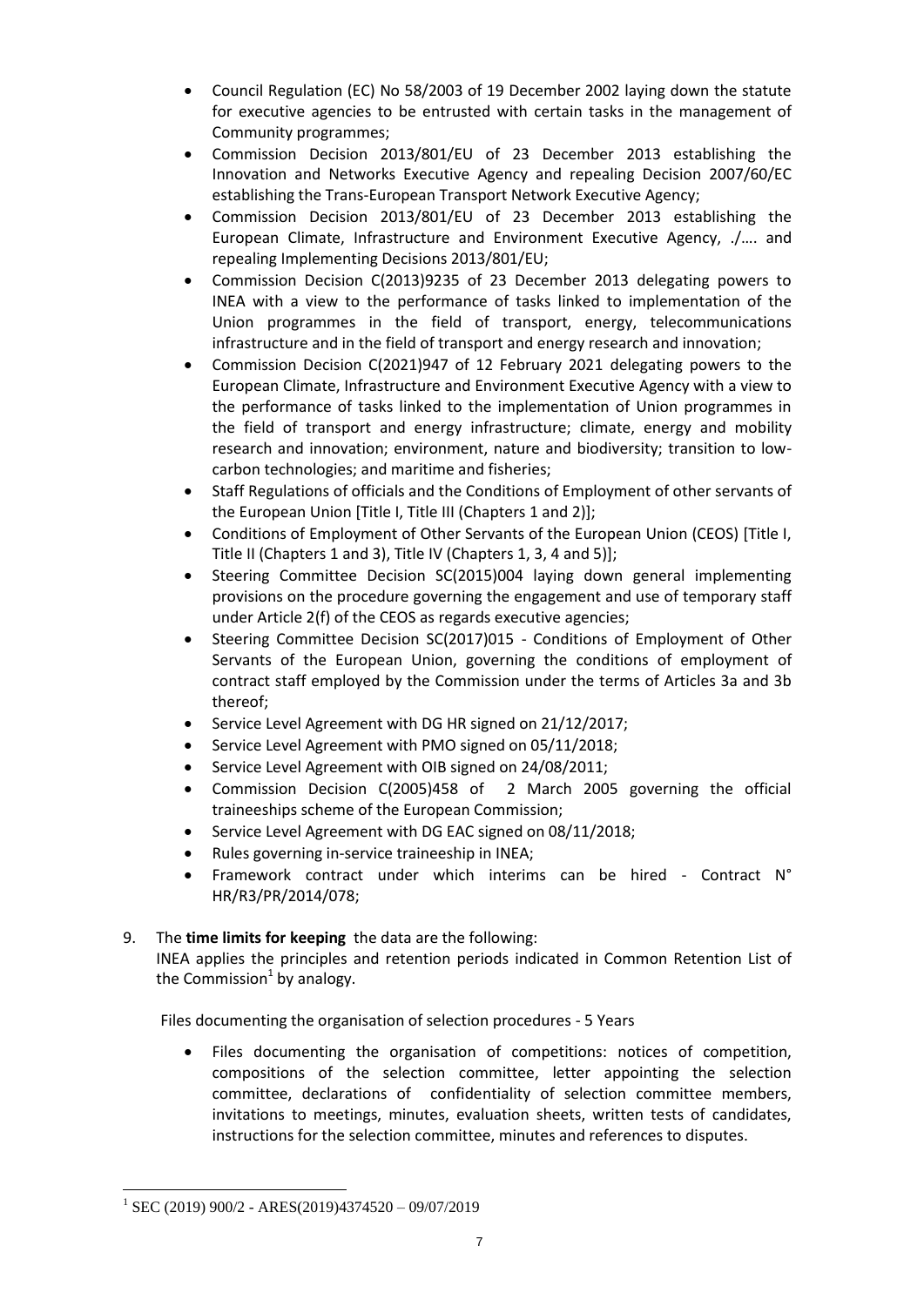- Council Regulation (EC) No 58/2003 of 19 December 2002 laying down the statute for executive agencies to be entrusted with certain tasks in the management of Community programmes;
- Commission Decision 2013/801/EU of 23 December 2013 establishing the Innovation and Networks Executive Agency and repealing Decision 2007/60/EC establishing the Trans-European Transport Network Executive Agency;
- Commission Decision 2013/801/EU of 23 December 2013 establishing the European Climate, Infrastructure and Environment Executive Agency, ./…. and repealing Implementing Decisions 2013/801/EU;
- Commission Decision C(2013)9235 of 23 December 2013 delegating powers to INEA with a view to the performance of tasks linked to implementation of the Union programmes in the field of transport, energy, telecommunications infrastructure and in the field of transport and energy research and innovation;
- Commission Decision C(2021)947 of 12 February 2021 delegating powers to the European Climate, Infrastructure and Environment Executive Agency with a view to the performance of tasks linked to the implementation of Union programmes in the field of transport and energy infrastructure; climate, energy and mobility research and innovation; environment, nature and biodiversity; transition to low-carbon technologies; and maritime and fisheries;
- Staff Regulations of officials and the Conditions of Employment of other servants of the European Union [Title I, Title III (Chapters 1 and 2)];
- Conditions of Employment of Other Servants of the European Union (CEOS) [Title I, Title II (Chapters 1 and 3), Title IV (Chapters 1, 3, 4 and 5)];
- Steering Committee Decision SC(2015)004 laying down general implementing provisions on the procedure governing the engagement and use of temporary staff under Article 2(f) of the CEOS as regards executive agencies;
- Steering Committee Decision SC(2017)015 - Conditions of Employment of Other Servants of the European Union, governing the conditions of employment of contract staff employed by the Commission under the terms of Articles 3a and 3b thereof;
- Service Level Agreement with DG HR signed on 21/12/2017;
- Service Level Agreement with PMO signed on 05/11/2018;
- Service Level Agreement with OIB signed on 24/08/2011;
- Commission Decision C(2005)458 of 2 March 2005 governing the official traineeships scheme of the European Commission;
- Service Level Agreement with DG EAC signed on 08/11/2018;
- Rules governing in-service traineeship in INEA;
- Framework contract under which interims can be hired - Contract N° HR/R3/PR/2014/078;

9. The **time limits for keeping** the data are the following:
INEA applies the principles and retention periods indicated in Common Retention List of the Commission[1] by analogy.

Files documenting the organisation of selection procedures - 5 Years

- Files documenting the organisation of competitions: notices of competition, compositions of the selection committee, letter appointing the selection committee, declarations of confidentiality of selection committee members, invitations to meetings, minutes, evaluation sheets, written tests of candidates, instructions for the selection committee, minutes and references to disputes.

[1] SEC (2019) 900/2 - ARES(2019)4374520 – 09/07/2019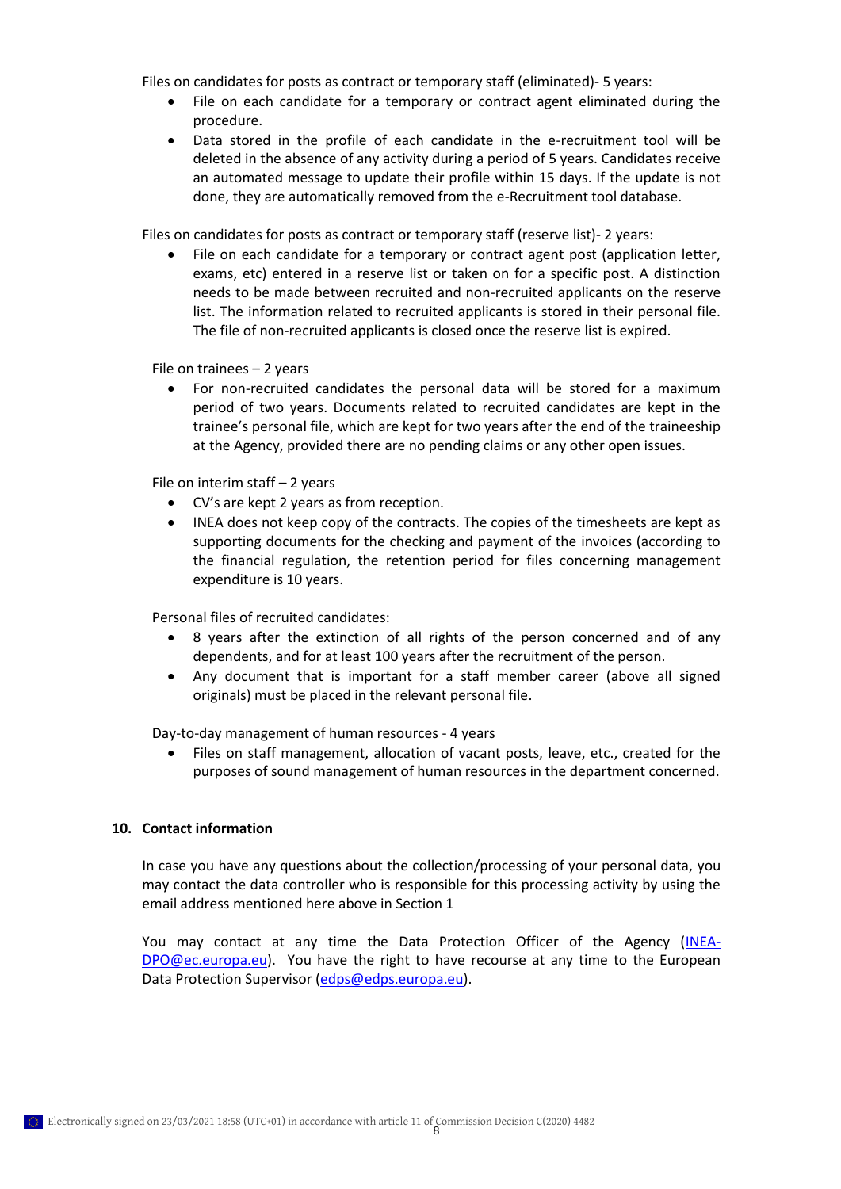Files on candidates for posts as contract or temporary staff (eliminated)- 5 years:

- File on each candidate for a temporary or contract agent eliminated during the procedure.
- Data stored in the profile of each candidate in the e-recruitment tool will be deleted in the absence of any activity during a period of 5 years. Candidates receive an automated message to update their profile within 15 days. If the update is not done, they are automatically removed from the e-Recruitment tool database.

Files on candidates for posts as contract or temporary staff (reserve list)- 2 years:

- File on each candidate for a temporary or contract agent post (application letter, exams, etc) entered in a reserve list or taken on for a specific post. A distinction needs to be made between recruited and non-recruited applicants on the reserve list. The information related to recruited applicants is stored in their personal file. The file of non-recruited applicants is closed once the reserve list is expired.

File on trainees – 2 years

- For non-recruited candidates the personal data will be stored for a maximum period of two years. Documents related to recruited candidates are kept in the trainee's personal file, which are kept for two years after the end of the traineeship at the Agency, provided there are no pending claims or any other open issues.

File on interim staff – 2 years

- CV's are kept 2 years as from reception.
- INEA does not keep copy of the contracts. The copies of the timesheets are kept as supporting documents for the checking and payment of the invoices (according to the financial regulation, the retention period for files concerning management expenditure is 10 years.

Personal files of recruited candidates:

- 8 years after the extinction of all rights of the person concerned and of any dependents, and for at least 100 years after the recruitment of the person.
- Any document that is important for a staff member career (above all signed originals) must be placed in the relevant personal file.

Day-to-day management of human resources - 4 years

- Files on staff management, allocation of vacant posts, leave, etc., created for the purposes of sound management of human resources in the department concerned.

## 10. Contact information

In case you have any questions about the collection/processing of your personal data, you may contact the data controller who is responsible for this processing activity by using the email address mentioned here above in Section 1

You may contact at any time the Data Protection Officer of the Agency (INEA-DPO@ec.europa.eu). You have the right to have recourse at any time to the European Data Protection Supervisor (edps@edps.europa.eu).

Electronically signed on 23/03/2021 18:58 (UTC+01) in accordance with article 11 of Commission Decision C(2020) 4482